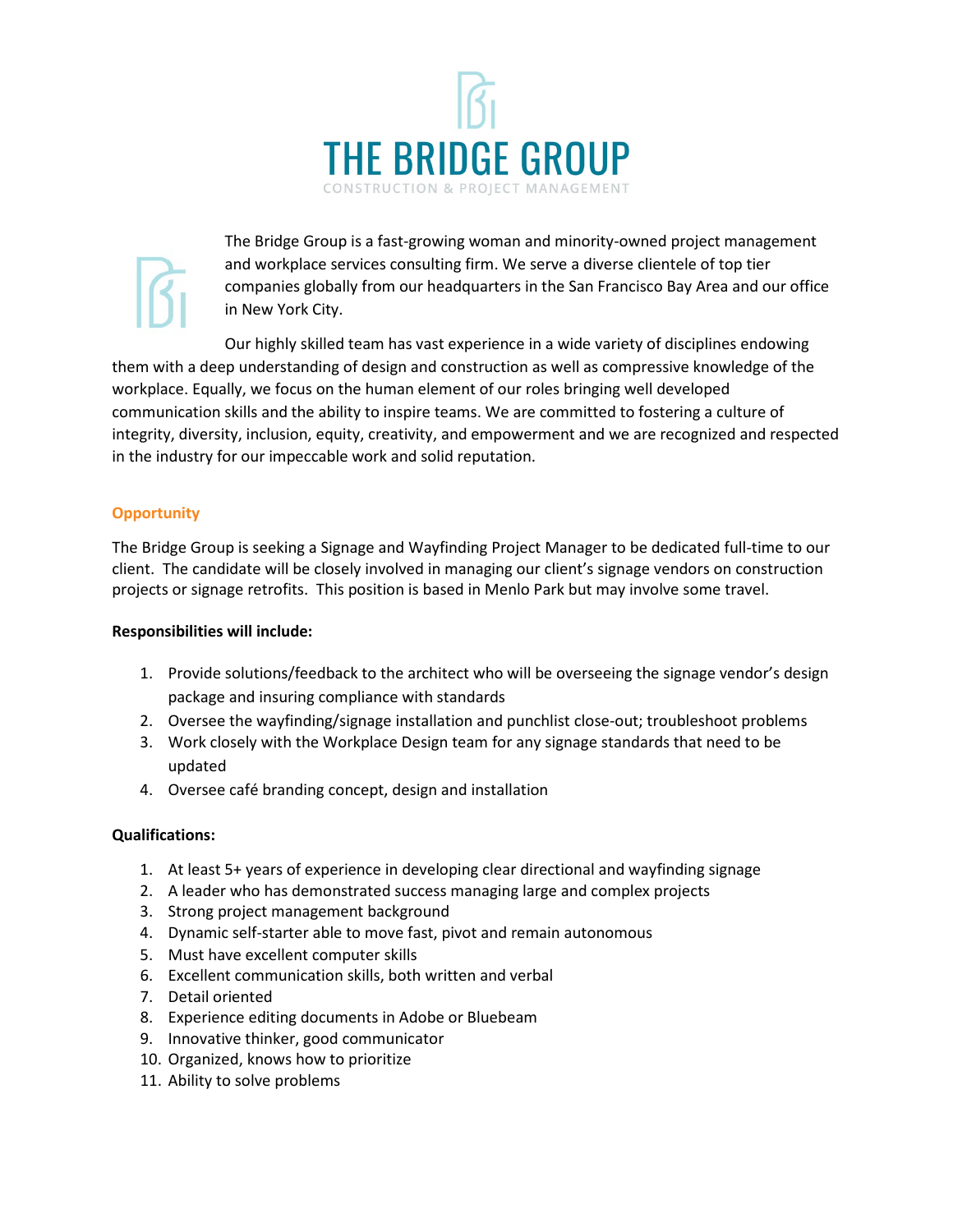# THE BRIDGE GROUP

CONSTRUCTION & PROJECT MANAGEMENT

The Bridge Group is a fast-growing woman and minority-owned project management and workplace services consulting firm. We serve a diverse clientele of top tier companies globally from our headquarters in the San Francisco Bay Area and our office in New York City.

Our highly skilled team has vast experience in a wide variety of disciplines endowing them with a deep understanding of design and construction as well as compressive knowledge of the workplace. Equally, we focus on the human element of our roles bringing well developed communication skills and the ability to inspire teams. We are committed to fostering a culture of integrity, diversity, inclusion, equity, creativity, and empowerment and we are recognized and respected in the industry for our impeccable work and solid reputation.

## Opportunity

The Bridge Group is seeking a Signage and Wayfinding Project Manager to be dedicated full-time to our client. The candidate will be closely involved in managing our client's signage vendors on construction projects or signage retrofits. This position is based in Menlo Park but may involve some travel.

**Responsibilities will include:**

1. Provide solutions/feedback to the architect who will be overseeing the signage vendor's design package and insuring compliance with standards
2. Oversee the wayfinding/signage installation and punchlist close-out; troubleshoot problems
3. Work closely with the Workplace Design team for any signage standards that need to be updated
4. Oversee café branding concept, design and installation

**Qualifications:**

1. At least 5+ years of experience in developing clear directional and wayfinding signage
2. A leader who has demonstrated success managing large and complex projects
3. Strong project management background
4. Dynamic self-starter able to move fast, pivot and remain autonomous
5. Must have excellent computer skills
6. Excellent communication skills, both written and verbal
7. Detail oriented
8. Experience editing documents in Adobe or Bluebeam
9. Innovative thinker, good communicator
10. Organized, knows how to prioritize
11. Ability to solve problems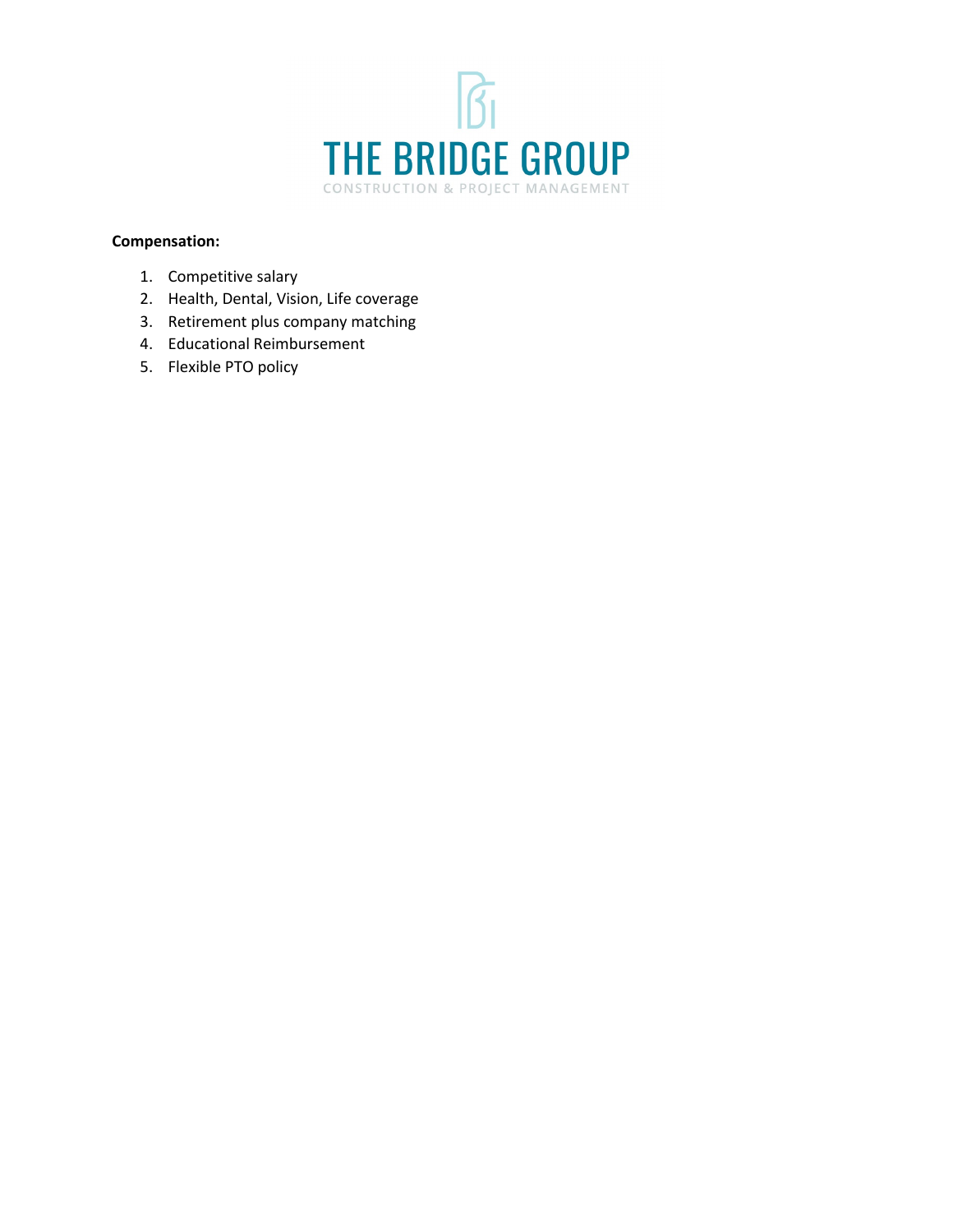# THE BRIDGE GROUP

CONSTRUCTION & PROJECT MANAGEMENT

**Compensation:**

1. Competitive salary
2. Health, Dental, Vision, Life coverage
3. Retirement plus company matching
4. Educational Reimbursement
5. Flexible PTO policy